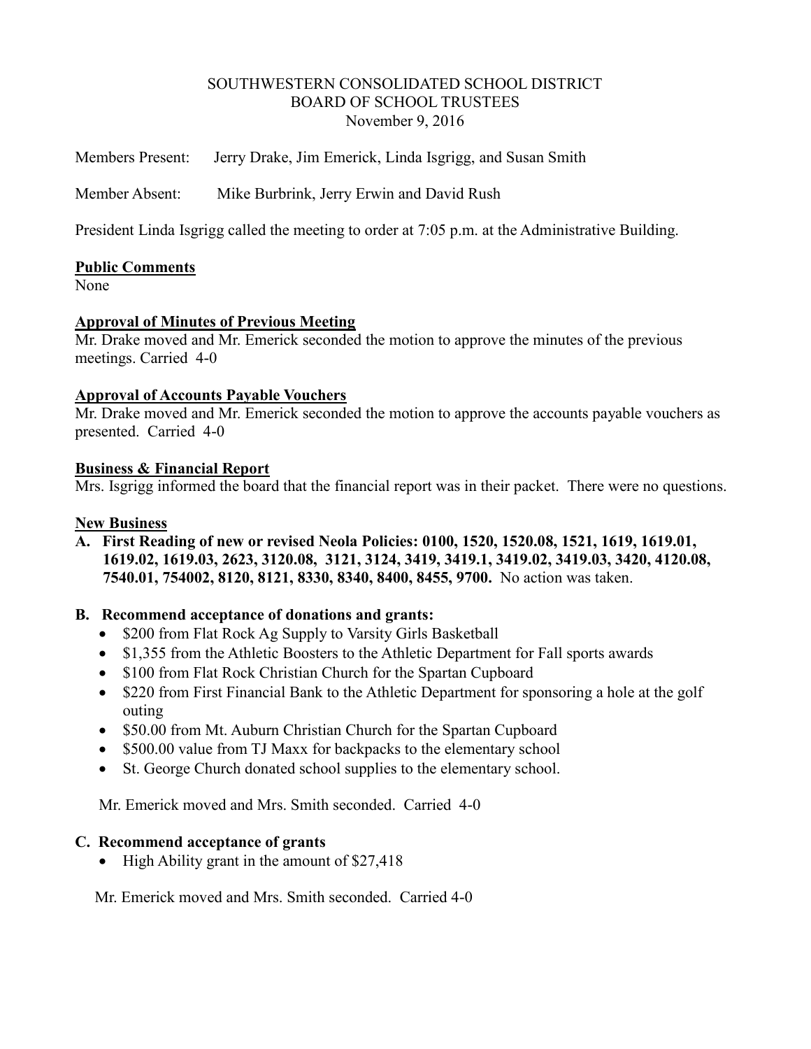SOUTHWESTERN CONSOLIDATED SCHOOL DISTRICT
BOARD OF SCHOOL TRUSTEES
November 9, 2016

Members Present: Jerry Drake, Jim Emerick, Linda Isgrigg, and Susan Smith

Member Absent: Mike Burbrink, Jerry Erwin and David Rush

President Linda Isgrigg called the meeting to order at 7:05 p.m. at the Administrative Building.

**Public Comments**
None

**Approval of Minutes of Previous Meeting**
Mr. Drake moved and Mr. Emerick seconded the motion to approve the minutes of the previous meetings. Carried 4-0

**Approval of Accounts Payable Vouchers**
Mr. Drake moved and Mr. Emerick seconded the motion to approve the accounts payable vouchers as presented. Carried 4-0

**Business & Financial Report**
Mrs. Isgrigg informed the board that the financial report was in their packet. There were no questions.

**New Business**

**A. First Reading of new or revised Neola Policies: 0100, 1520, 1520.08, 1521, 1619, 1619.01, 1619.02, 1619.03, 2623, 3120.08, 3121, 3124, 3419, 3419.1, 3419.02, 3419.03, 3420, 4120.08, 7540.01, 754002, 8120, 8121, 8330, 8340, 8400, 8455, 9700.** No action was taken.

**B. Recommend acceptance of donations and grants:**

- $200 from Flat Rock Ag Supply to Varsity Girls Basketball
- $1,355 from the Athletic Boosters to the Athletic Department for Fall sports awards
- $100 from Flat Rock Christian Church for the Spartan Cupboard
- $220 from First Financial Bank to the Athletic Department for sponsoring a hole at the golf outing
- $50.00 from Mt. Auburn Christian Church for the Spartan Cupboard
- $500.00 value from TJ Maxx for backpacks to the elementary school
- St. George Church donated school supplies to the elementary school.

Mr. Emerick moved and Mrs. Smith seconded. Carried 4-0

**C. Recommend acceptance of grants**

- High Ability grant in the amount of $27,418

Mr. Emerick moved and Mrs. Smith seconded. Carried 4-0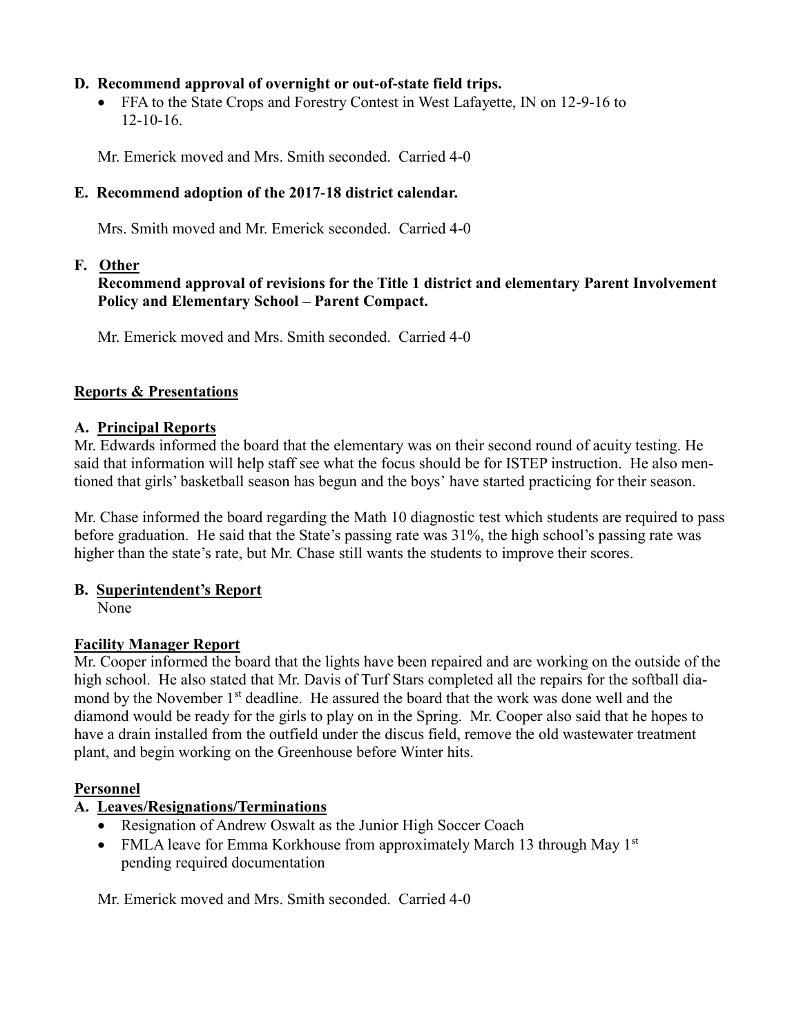**D. Recommend approval of overnight or out-of-state field trips.**

- FFA to the State Crops and Forestry Contest in West Lafayette, IN on 12-9-16 to 12-10-16.

Mr. Emerick moved and Mrs. Smith seconded. Carried 4-0

**E. Recommend adoption of the 2017-18 district calendar.**

Mrs. Smith moved and Mr. Emerick seconded. Carried 4-0

**F. <u>Other</u>**

**Recommend approval of revisions for the Title 1 district and elementary Parent Involvement Policy and Elementary School – Parent Compact.**

Mr. Emerick moved and Mrs. Smith seconded. Carried 4-0

**<u>Reports & Presentations</u>**

**A. <u>Principal Reports</u>**

Mr. Edwards informed the board that the elementary was on their second round of acuity testing. He said that information will help staff see what the focus should be for ISTEP instruction. He also mentioned that girls' basketball season has begun and the boys' have started practicing for their season.

Mr. Chase informed the board regarding the Math 10 diagnostic test which students are required to pass before graduation. He said that the State's passing rate was 31%, the high school's passing rate was higher than the state's rate, but Mr. Chase still wants the students to improve their scores.

**B. <u>Superintendent's Report</u>**

None

**<u>Facility Manager Report</u>**

Mr. Cooper informed the board that the lights have been repaired and are working on the outside of the high school. He also stated that Mr. Davis of Turf Stars completed all the repairs for the softball diamond by the November 1st deadline. He assured the board that the work was done well and the diamond would be ready for the girls to play on in the Spring. Mr. Cooper also said that he hopes to have a drain installed from the outfield under the discus field, remove the old wastewater treatment plant, and begin working on the Greenhouse before Winter hits.

**<u>Personnel</u>**

**A. <u>Leaves/Resignations/Terminations</u>**

- Resignation of Andrew Oswalt as the Junior High Soccer Coach
- FMLA leave for Emma Korkhouse from approximately March 13 through May 1st pending required documentation

Mr. Emerick moved and Mrs. Smith seconded. Carried 4-0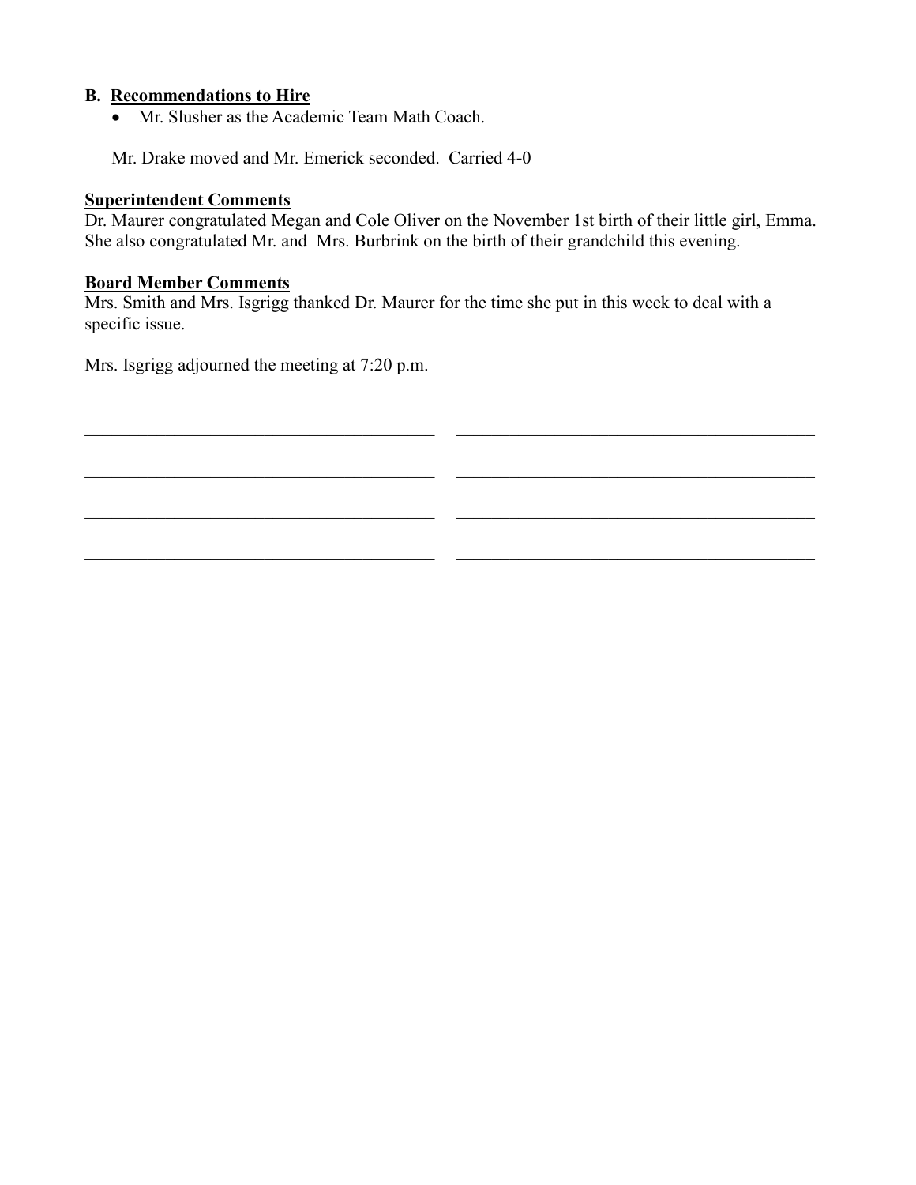**B. <u>Recommendations to Hire</u>**

- Mr. Slusher as the Academic Team Math Coach.

Mr. Drake moved and Mr. Emerick seconded. Carried 4-0

**<u>Superintendent Comments</u>**

Dr. Maurer congratulated Megan and Cole Oliver on the November 1st birth of their little girl, Emma. She also congratulated Mr. and Mrs. Burbrink on the birth of their grandchild this evening.

**<u>Board Member Comments</u>**

Mrs. Smith and Mrs. Isgrigg thanked Dr. Maurer for the time she put in this week to deal with a specific issue.

Mrs. Isgrigg adjourned the meeting at 7:20 p.m.

\_\_\_\_\_\_\_\_\_\_\_\_\_\_\_\_\_\_\_\_\_\_\_\_\_\_\_\_\_\_\_\_\_\_\_\_\_\_\_\_ \_\_\_\_\_\_\_\_\_\_\_\_\_\_\_\_\_\_\_\_\_\_\_\_\_\_\_\_\_\_\_\_\_\_\_\_\_\_\_\_

\_\_\_\_\_\_\_\_\_\_\_\_\_\_\_\_\_\_\_\_\_\_\_\_\_\_\_\_\_\_\_\_\_\_\_\_\_\_\_\_ \_\_\_\_\_\_\_\_\_\_\_\_\_\_\_\_\_\_\_\_\_\_\_\_\_\_\_\_\_\_\_\_\_\_\_\_\_\_\_\_

\_\_\_\_\_\_\_\_\_\_\_\_\_\_\_\_\_\_\_\_\_\_\_\_\_\_\_\_\_\_\_\_\_\_\_\_\_\_\_\_ \_\_\_\_\_\_\_\_\_\_\_\_\_\_\_\_\_\_\_\_\_\_\_\_\_\_\_\_\_\_\_\_\_\_\_\_\_\_\_\_

\_\_\_\_\_\_\_\_\_\_\_\_\_\_\_\_\_\_\_\_\_\_\_\_\_\_\_\_\_\_\_\_\_\_\_\_\_\_\_\_ \_\_\_\_\_\_\_\_\_\_\_\_\_\_\_\_\_\_\_\_\_\_\_\_\_\_\_\_\_\_\_\_\_\_\_\_\_\_\_\_